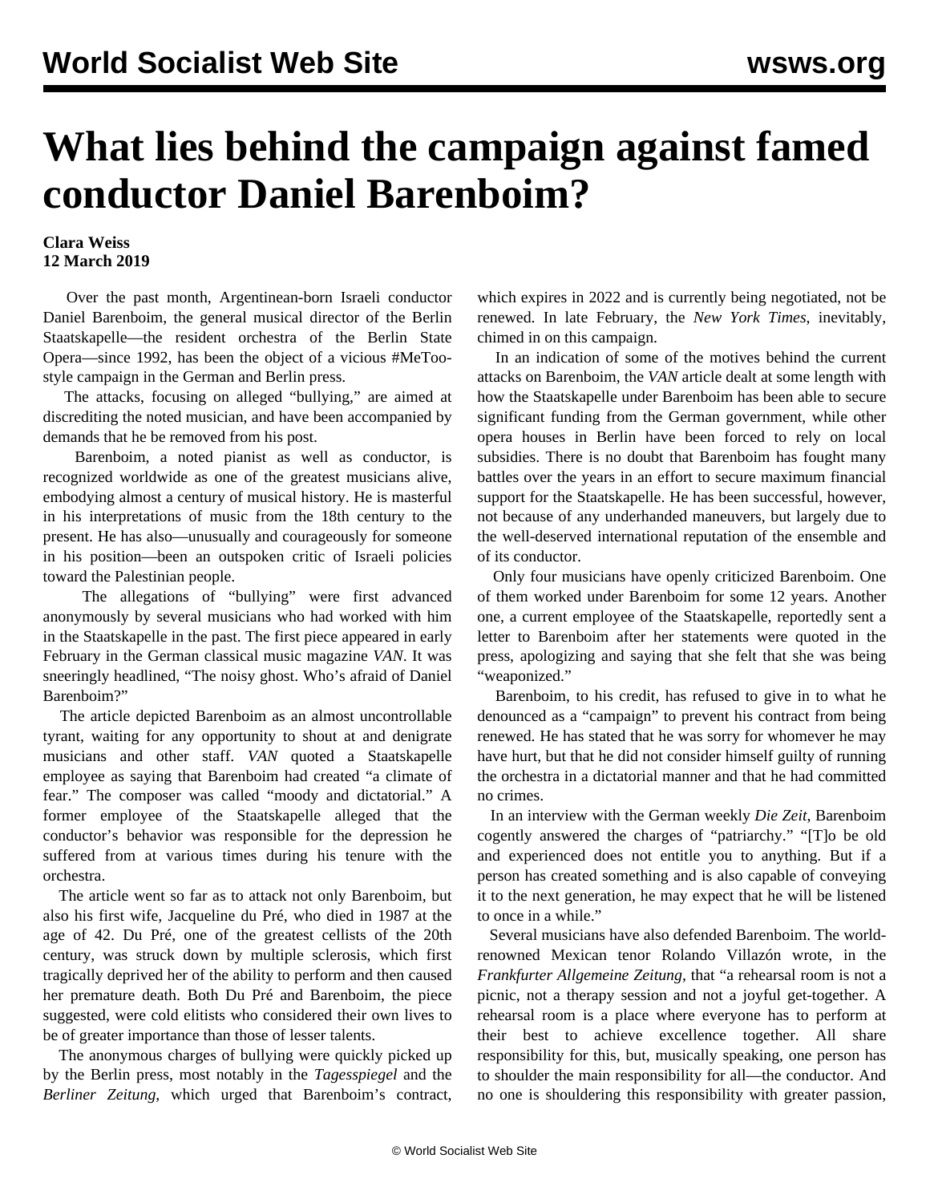# What lies behind the campaign against famed conductor Daniel Barenboim?

**Clara Weiss**
**12 March 2019**

Over the past month, Argentinean-born Israeli conductor Daniel Barenboim, the general musical director of the Berlin Staatskapelle—the resident orchestra of the Berlin State Opera—since 1992, has been the object of a vicious #MeToo-style campaign in the German and Berlin press.

The attacks, focusing on alleged "bullying," are aimed at discrediting the noted musician, and have been accompanied by demands that he be removed from his post.

Barenboim, a noted pianist as well as conductor, is recognized worldwide as one of the greatest musicians alive, embodying almost a century of musical history. He is masterful in his interpretations of music from the 18th century to the present. He has also—unusually and courageously for someone in his position—been an outspoken critic of Israeli policies toward the Palestinian people.

The allegations of "bullying" were first advanced anonymously by several musicians who had worked with him in the Staatskapelle in the past. The first piece appeared in early February in the German classical music magazine *VAN*. It was sneeringly headlined, "The noisy ghost. Who's afraid of Daniel Barenboim?"

The article depicted Barenboim as an almost uncontrollable tyrant, waiting for any opportunity to shout at and denigrate musicians and other staff. *VAN* quoted a Staatskapelle employee as saying that Barenboim had created "a climate of fear." The composer was called "moody and dictatorial." A former employee of the Staatskapelle alleged that the conductor's behavior was responsible for the depression he suffered from at various times during his tenure with the orchestra.

The article went so far as to attack not only Barenboim, but also his first wife, Jacqueline du Pré, who died in 1987 at the age of 42. Du Pré, one of the greatest cellists of the 20th century, was struck down by multiple sclerosis, which first tragically deprived her of the ability to perform and then caused her premature death. Both Du Pré and Barenboim, the piece suggested, were cold elitists who considered their own lives to be of greater importance than those of lesser talents.

The anonymous charges of bullying were quickly picked up by the Berlin press, most notably in the *Tagesspiegel* and the *Berliner Zeitung*, which urged that Barenboim's contract, which expires in 2022 and is currently being negotiated, not be renewed. In late February, the *New York Times*, inevitably, chimed in on this campaign.

In an indication of some of the motives behind the current attacks on Barenboim, the *VAN* article dealt at some length with how the Staatskapelle under Barenboim has been able to secure significant funding from the German government, while other opera houses in Berlin have been forced to rely on local subsidies. There is no doubt that Barenboim has fought many battles over the years in an effort to secure maximum financial support for the Staatskapelle. He has been successful, however, not because of any underhanded maneuvers, but largely due to the well-deserved international reputation of the ensemble and of its conductor.

Only four musicians have openly criticized Barenboim. One of them worked under Barenboim for some 12 years. Another one, a current employee of the Staatskapelle, reportedly sent a letter to Barenboim after her statements were quoted in the press, apologizing and saying that she felt that she was being "weaponized."

Barenboim, to his credit, has refused to give in to what he denounced as a "campaign" to prevent his contract from being renewed. He has stated that he was sorry for whomever he may have hurt, but that he did not consider himself guilty of running the orchestra in a dictatorial manner and that he had committed no crimes.

In an interview with the German weekly *Die Zeit*, Barenboim cogently answered the charges of "patriarchy." "[T]o be old and experienced does not entitle you to anything. But if a person has created something and is also capable of conveying it to the next generation, he may expect that he will be listened to once in a while."

Several musicians have also defended Barenboim. The world-renowned Mexican tenor Rolando Villazón wrote, in the *Frankfurter Allgemeine Zeitung*, that "a rehearsal room is not a picnic, not a therapy session and not a joyful get-together. A rehearsal room is a place where everyone has to perform at their best to achieve excellence together. All share responsibility for this, but, musically speaking, one person has to shoulder the main responsibility for all—the conductor. And no one is shouldering this responsibility with greater passion,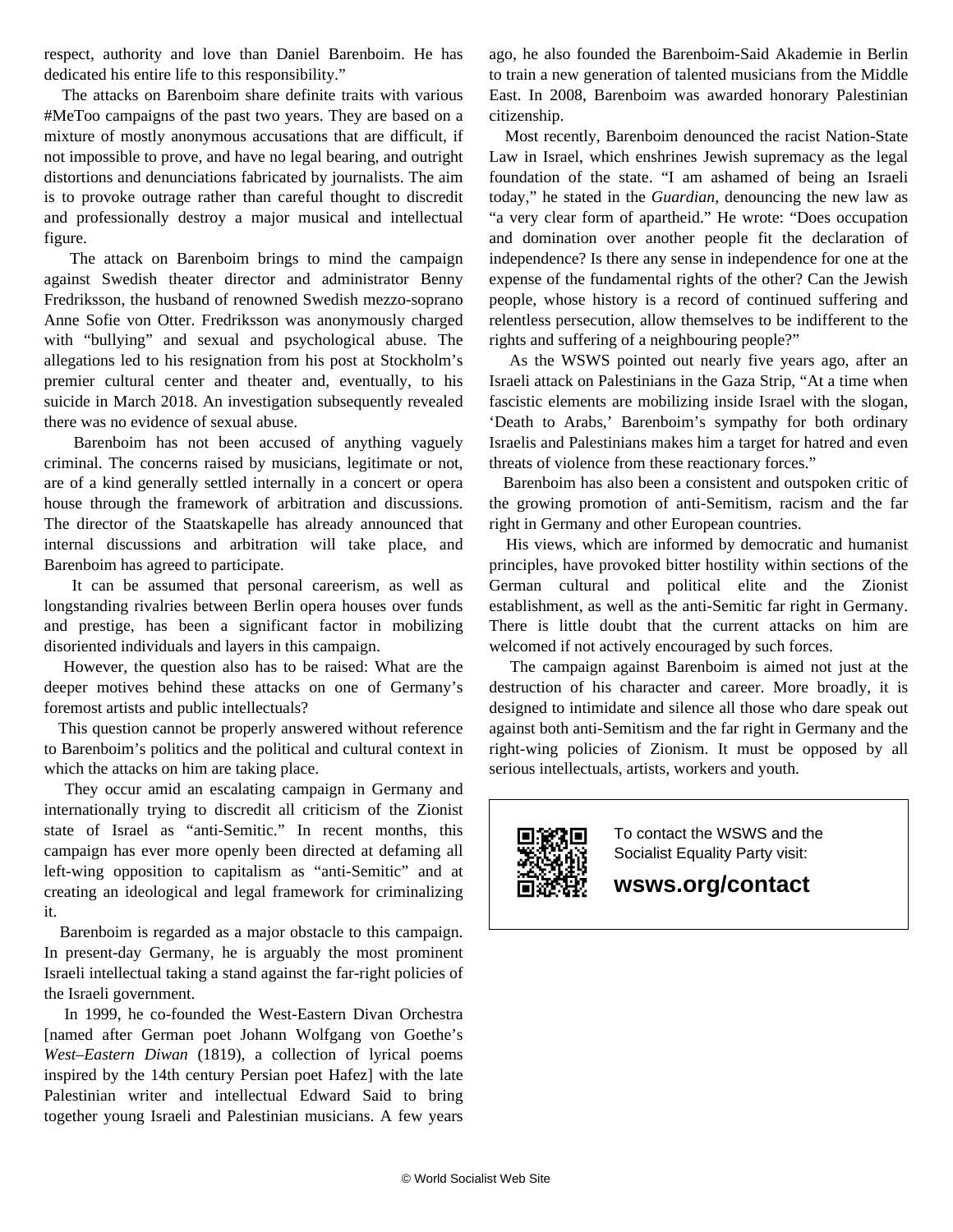respect, authority and love than Daniel Barenboim. He has dedicated his entire life to this responsibility."

The attacks on Barenboim share definite traits with various #MeToo campaigns of the past two years. They are based on a mixture of mostly anonymous accusations that are difficult, if not impossible to prove, and have no legal bearing, and outright distortions and denunciations fabricated by journalists. The aim is to provoke outrage rather than careful thought to discredit and professionally destroy a major musical and intellectual figure.

The attack on Barenboim brings to mind the campaign against Swedish theater director and administrator Benny Fredriksson, the husband of renowned Swedish mezzo-soprano Anne Sofie von Otter. Fredriksson was anonymously charged with "bullying" and sexual and psychological abuse. The allegations led to his resignation from his post at Stockholm's premier cultural center and theater and, eventually, to his suicide in March 2018. An investigation subsequently revealed there was no evidence of sexual abuse.

Barenboim has not been accused of anything vaguely criminal. The concerns raised by musicians, legitimate or not, are of a kind generally settled internally in a concert or opera house through the framework of arbitration and discussions. The director of the Staatskapelle has already announced that internal discussions and arbitration will take place, and Barenboim has agreed to participate.

It can be assumed that personal careerism, as well as longstanding rivalries between Berlin opera houses over funds and prestige, has been a significant factor in mobilizing disoriented individuals and layers in this campaign.

However, the question also has to be raised: What are the deeper motives behind these attacks on one of Germany's foremost artists and public intellectuals?

This question cannot be properly answered without reference to Barenboim's politics and the political and cultural context in which the attacks on him are taking place.

They occur amid an escalating campaign in Germany and internationally trying to discredit all criticism of the Zionist state of Israel as "anti-Semitic." In recent months, this campaign has ever more openly been directed at defaming all left-wing opposition to capitalism as "anti-Semitic" and at creating an ideological and legal framework for criminalizing it.

Barenboim is regarded as a major obstacle to this campaign. In present-day Germany, he is arguably the most prominent Israeli intellectual taking a stand against the far-right policies of the Israeli government.

In 1999, he co-founded the West-Eastern Divan Orchestra [named after German poet Johann Wolfgang von Goethe's *West–Eastern Diwan* (1819), a collection of lyrical poems inspired by the 14th century Persian poet Hafez] with the late Palestinian writer and intellectual Edward Said to bring together young Israeli and Palestinian musicians. A few years ago, he also founded the Barenboim-Said Akademie in Berlin to train a new generation of talented musicians from the Middle East. In 2008, Barenboim was awarded honorary Palestinian citizenship.

Most recently, Barenboim denounced the racist Nation-State Law in Israel, which enshrines Jewish supremacy as the legal foundation of the state. "I am ashamed of being an Israeli today," he stated in the *Guardian*, denouncing the new law as "a very clear form of apartheid." He wrote: "Does occupation and domination over another people fit the declaration of independence? Is there any sense in independence for one at the expense of the fundamental rights of the other? Can the Jewish people, whose history is a record of continued suffering and relentless persecution, allow themselves to be indifferent to the rights and suffering of a neighbouring people?"

As the WSWS pointed out nearly five years ago, after an Israeli attack on Palestinians in the Gaza Strip, "At a time when fascistic elements are mobilizing inside Israel with the slogan, 'Death to Arabs,' Barenboim's sympathy for both ordinary Israelis and Palestinians makes him a target for hatred and even threats of violence from these reactionary forces."

Barenboim has also been a consistent and outspoken critic of the growing promotion of anti-Semitism, racism and the far right in Germany and other European countries.

His views, which are informed by democratic and humanist principles, have provoked bitter hostility within sections of the German cultural and political elite and the Zionist establishment, as well as the anti-Semitic far right in Germany. There is little doubt that the current attacks on him are welcomed if not actively encouraged by such forces.

The campaign against Barenboim is aimed not just at the destruction of his character and career. More broadly, it is designed to intimidate and silence all those who dare speak out against both anti-Semitism and the far right in Germany and the right-wing policies of Zionism. It must be opposed by all serious intellectuals, artists, workers and youth.

To contact the WSWS and the Socialist Equality Party visit:

**wsws.org/contact**